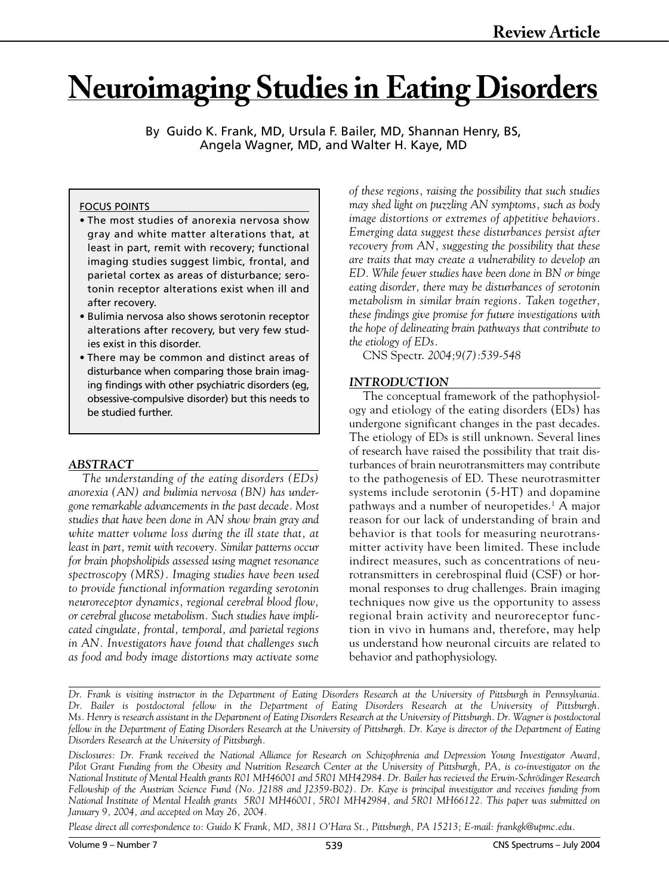Review Article

# Neuroimaging Studies in Eating Disorders

By Guido K. Frank, MD, Ursula F. Bailer, MD, Shannan Henry, BS, Angela Wagner, MD, and Walter H. Kaye, MD

FOCUS POINTS

- The most studies of anorexia nervosa show gray and white matter alterations that, at least in part, remit with recovery; functional imaging studies suggest limbic, frontal, and parietal cortex as areas of disturbance; serotonin receptor alterations exist when ill and after recovery.
- Bulimia nervosa also shows serotonin receptor alterations after recovery, but very few studies exist in this disorder.
- There may be common and distinct areas of disturbance when comparing those brain imaging findings with other psychiatric disorders (eg, obsessive-compulsive disorder) but this needs to be studied further.

## ABSTRACT

*The understanding of the eating disorders (EDs) anorexia (AN) and bulimia nervosa (BN) has undergone remarkable advancements in the past decade. Most studies that have been done in AN show brain gray and white matter volume loss during the ill state that, at least in part, remit with recovery. Similar patterns occur for brain phopsholipids assessed using magnet resonance spectroscopy (MRS). Imaging studies have been used to provide functional information regarding serotonin neuroreceptor dynamics, regional cerebral blood flow, or cerebral glucose metabolism. Such studies have implicated cingulate, frontal, temporal, and parietal regions in AN. Investigators have found that challenges such as food and body image distortions may activate some of these regions, raising the possibility that such studies may shed light on puzzling AN symptoms, such as body image distortions or extremes of appetitive behaviors. Emerging data suggest these disturbances persist after recovery from AN, suggesting the possibility that these are traits that may create a vulnerability to develop an ED. While fewer studies have been done in BN or binge eating disorder, there may be disturbances of serotonin metabolism in similar brain regions. Taken together, these findings give promise for future investigations with the hope of delineating brain pathways that contribute to the etiology of EDs.*

CNS Spectr. *2004;9(7):539-548*

## INTRODUCTION

The conceptual framework of the pathophysiology and etiology of the eating disorders (EDs) has undergone significant changes in the past decades. The etiology of EDs is still unknown. Several lines of research have raised the possibility that trait disturbances of brain neurotransmitters may contribute to the pathogenesis of ED. These neurotrasmitter systems include serotonin (5-HT) and dopamine pathways and a number of neuropetides.[1] A major reason for our lack of understanding of brain and behavior is that tools for measuring neurotransmitter activity have been limited. These include indirect measures, such as concentrations of neurotransmitters in cerebrospinal fluid (CSF) or hormonal responses to drug challenges. Brain imaging techniques now give us the opportunity to assess regional brain activity and neuroreceptor function in vivo in humans and, therefore, may help us understand how neuronal circuits are related to behavior and pathophysiology.

*Dr. Frank is visiting instructor in the Department of Eating Disorders Research at the University of Pittsburgh in Pennsylvania. Dr. Bailer is postdoctoral fellow in the Department of Eating Disorders Research at the University of Pittsburgh. Ms. Henry is research assistant in the Department of Eating Disorders Research at the University of Pittsburgh. Dr. Wagner is postdoctoral fellow in the Department of Eating Disorders Research at the University of Pittsburgh. Dr. Kaye is director of the Department of Eating Disorders Research at the University of Pittsburgh.*

*Disclosures: Dr. Frank received the National Alliance for Research on Schizophrenia and Depression Young Investigator Award, Pilot Grant Funding from the Obesity and Nutrition Research Center at the University of Pittsburgh, PA, is co-investigator on the National Institute of Mental Health grants R01 MH46001 and 5R01 MH42984. Dr. Bailer has recieved the Erwin-Schrödinger Research Fellowship of the Austrian Science Fund (No. J2188 and J2359-B02). Dr. Kaye is principal investigator and receives funding from National Institute of Mental Health grants 5R01 MH46001, 5R01 MH42984, and 5R01 MH66122. This paper was submitted on January 9, 2004, and accepted on May 26, 2004.*

*Please direct all correspondence to: Guido K Frank, MD, 3811 O'Hara St., Pittsburgh, PA 15213; E-mail: frankgk@upmc.edu.*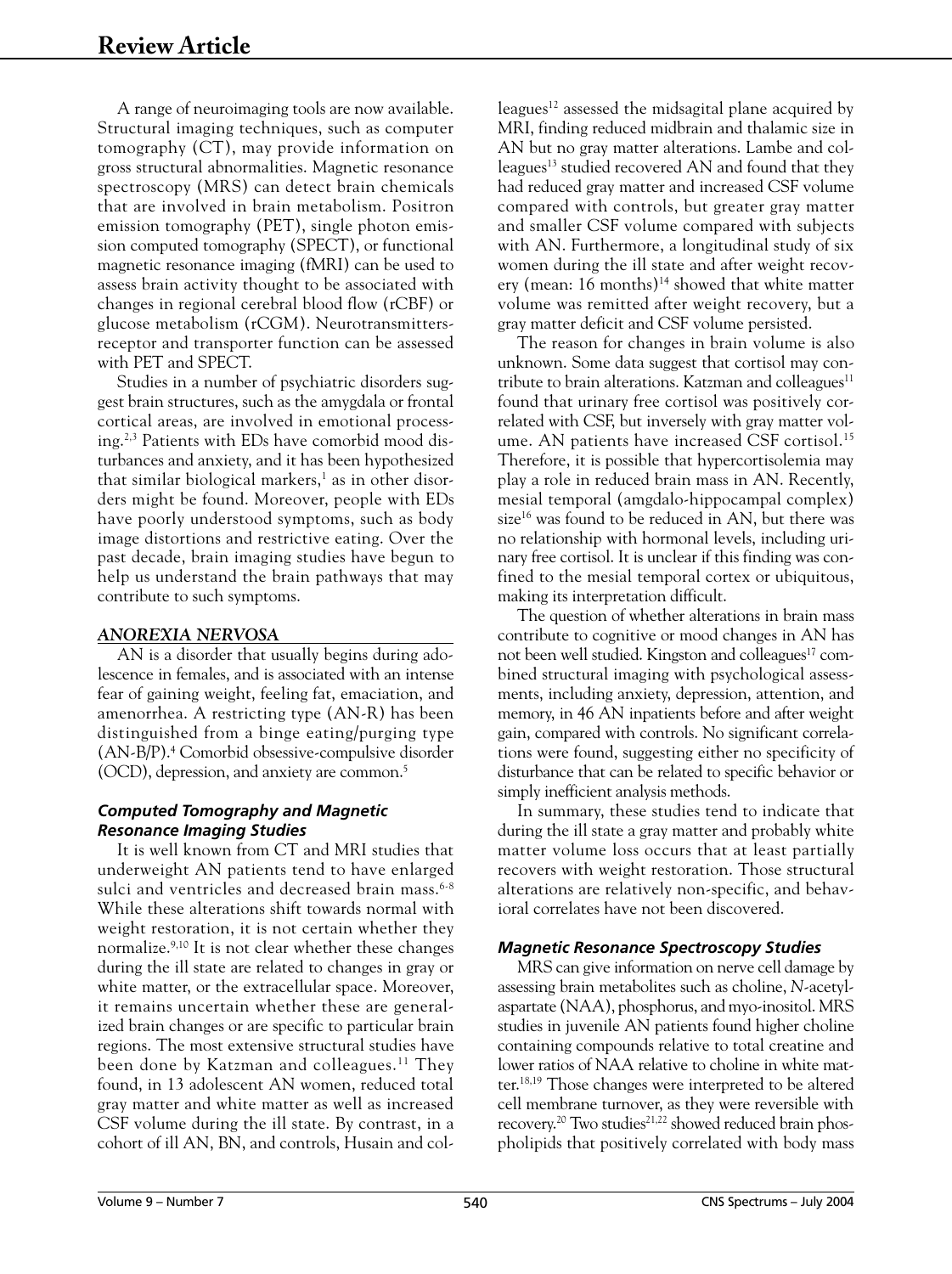A range of neuroimaging tools are now available. Structural imaging techniques, such as computer tomography (CT), may provide information on gross structural abnormalities. Magnetic resonance spectroscopy (MRS) can detect brain chemicals that are involved in brain metabolism. Positron emission tomography (PET), single photon emission computed tomography (SPECT), or functional magnetic resonance imaging (fMRI) can be used to assess brain activity thought to be associated with changes in regional cerebral blood flow (rCBF) or glucose metabolism (rCGM). Neurotransmitters-receptor and transporter function can be assessed with PET and SPECT.

Studies in a number of psychiatric disorders suggest brain structures, such as the amygdala or frontal cortical areas, are involved in emotional processing.[2,3] Patients with EDs have comorbid mood disturbances and anxiety, and it has been hypothesized that similar biological markers,[1] as in other disorders might be found. Moreover, people with EDs have poorly understood symptoms, such as body image distortions and restrictive eating. Over the past decade, brain imaging studies have begun to help us understand the brain pathways that may contribute to such symptoms.

## *ANOREXIA NERVOSA*

AN is a disorder that usually begins during adolescence in females, and is associated with an intense fear of gaining weight, feeling fat, emaciation, and amenorrhea. A restricting type (AN-R) has been distinguished from a binge eating/purging type (AN-B/P).[4] Comorbid obsessive-compulsive disorder (OCD), depression, and anxiety are common.[5]

### *Computed Tomography and Magnetic Resonance Imaging Studies*

It is well known from CT and MRI studies that underweight AN patients tend to have enlarged sulci and ventricles and decreased brain mass.[6-8] While these alterations shift towards normal with weight restoration, it is not certain whether they normalize.[9,10] It is not clear whether these changes during the ill state are related to changes in gray or white matter, or the extracellular space. Moreover, it remains uncertain whether these are generalized brain changes or are specific to particular brain regions. The most extensive structural studies have been done by Katzman and colleagues.[11] They found, in 13 adolescent AN women, reduced total gray matter and white matter as well as increased CSF volume during the ill state. By contrast, in a cohort of ill AN, BN, and controls, Husain and colleagues[12] assessed the midsagital plane acquired by MRI, finding reduced midbrain and thalamic size in AN but no gray matter alterations. Lambe and colleagues[13] studied recovered AN and found that they had reduced gray matter and increased CSF volume compared with controls, but greater gray matter and smaller CSF volume compared with subjects with AN. Furthermore, a longitudinal study of six women during the ill state and after weight recovery (mean: 16 months)[14] showed that white matter volume was remitted after weight recovery, but a gray matter deficit and CSF volume persisted.

The reason for changes in brain volume is also unknown. Some data suggest that cortisol may contribute to brain alterations. Katzman and colleagues[11] found that urinary free cortisol was positively correlated with CSF, but inversely with gray matter volume. AN patients have increased CSF cortisol.[15] Therefore, it is possible that hypercortisolemia may play a role in reduced brain mass in AN. Recently, mesial temporal (amgdalo-hippocampal complex) size[16] was found to be reduced in AN, but there was no relationship with hormonal levels, including urinary free cortisol. It is unclear if this finding was confined to the mesial temporal cortex or ubiquitous, making its interpretation difficult.

The question of whether alterations in brain mass contribute to cognitive or mood changes in AN has not been well studied. Kingston and colleagues[17] combined structural imaging with psychological assessments, including anxiety, depression, attention, and memory, in 46 AN inpatients before and after weight gain, compared with controls. No significant correlations were found, suggesting either no specificity of disturbance that can be related to specific behavior or simply inefficient analysis methods.

In summary, these studies tend to indicate that during the ill state a gray matter and probably white matter volume loss occurs that at least partially recovers with weight restoration. Those structural alterations are relatively non-specific, and behavioral correlates have not been discovered.

### *Magnetic Resonance Spectroscopy Studies*

MRS can give information on nerve cell damage by assessing brain metabolites such as choline, *N*-acetylaspartate (NAA), phosphorus, and myo-inositol. MRS studies in juvenile AN patients found higher choline containing compounds relative to total creatine and lower ratios of NAA relative to choline in white matter.[18,19] Those changes were interpreted to be altered cell membrane turnover, as they were reversible with recovery.[20] Two studies[21,22] showed reduced brain phospholipids that positively correlated with body mass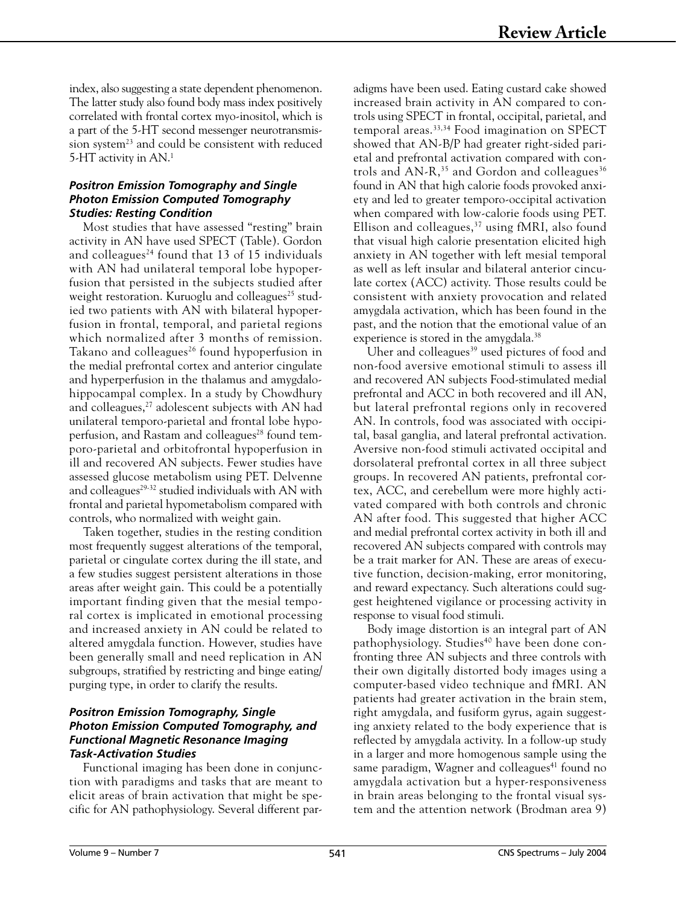index, also suggesting a state dependent phenomenon. The latter study also found body mass index positively correlated with frontal cortex myo-inositol, which is a part of the 5-HT second messenger neurotransmission system[23] and could be consistent with reduced 5-HT activity in AN.[1]

### *Positron Emission Tomography and Single Photon Emission Computed Tomography Studies: Resting Condition*

Most studies that have assessed "resting" brain activity in AN have used SPECT (Table). Gordon and colleagues[24] found that 13 of 15 individuals with AN had unilateral temporal lobe hypoperfusion that persisted in the subjects studied after weight restoration. Kuruoglu and colleagues[25] studied two patients with AN with bilateral hypoperfusion in frontal, temporal, and parietal regions which normalized after 3 months of remission. Takano and colleagues[26] found hypoperfusion in the medial prefrontal cortex and anterior cingulate and hyperperfusion in the thalamus and amygdalohippocampal complex. In a study by Chowdhury and colleagues,[27] adolescent subjects with AN had unilateral temporo-parietal and frontal lobe hypoperfusion, and Rastam and colleagues[28] found temporo-parietal and orbitofrontal hypoperfusion in ill and recovered AN subjects. Fewer studies have assessed glucose metabolism using PET. Delvenne and colleagues[29-32] studied individuals with AN with frontal and parietal hypometabolism compared with controls, who normalized with weight gain.

Taken together, studies in the resting condition most frequently suggest alterations of the temporal, parietal or cingulate cortex during the ill state, and a few studies suggest persistent alterations in those areas after weight gain. This could be a potentially important finding given that the mesial temporal cortex is implicated in emotional processing and increased anxiety in AN could be related to altered amygdala function. However, studies have been generally small and need replication in AN subgroups, stratified by restricting and binge eating/purging type, in order to clarify the results.

### *Positron Emission Tomography, Single Photon Emission Computed Tomography, and Functional Magnetic Resonance Imaging Task-Activation Studies*

Functional imaging has been done in conjunction with paradigms and tasks that are meant to elicit areas of brain activation that might be specific for AN pathophysiology. Several different paradigms have been used. Eating custard cake showed increased brain activity in AN compared to controls using SPECT in frontal, occipital, parietal, and temporal areas.[33,34] Food imagination on SPECT showed that AN-B/P had greater right-sided parietal and prefrontal activation compared with controls and AN-R,[35] and Gordon and colleagues[36] found in AN that high calorie foods provoked anxiety and led to greater temporo-occipital activation when compared with low-calorie foods using PET. Ellison and colleagues,[37] using fMRI, also found that visual high calorie presentation elicited high anxiety in AN together with left mesial temporal as well as left insular and bilateral anterior cinculate cortex (ACC) activity. Those results could be consistent with anxiety provocation and related amygdala activation, which has been found in the past, and the notion that the emotional value of an experience is stored in the amygdala.[38]

Uher and colleagues[39] used pictures of food and non-food aversive emotional stimuli to assess ill and recovered AN subjects Food-stimulated medial prefrontal and ACC in both recovered and ill AN, but lateral prefrontal regions only in recovered AN. In controls, food was associated with occipital, basal ganglia, and lateral prefrontal activation. Aversive non-food stimuli activated occipital and dorsolateral prefrontal cortex in all three subject groups. In recovered AN patients, prefrontal cortex, ACC, and cerebellum were more highly activated compared with both controls and chronic AN after food. This suggested that higher ACC and medial prefrontal cortex activity in both ill and recovered AN subjects compared with controls may be a trait marker for AN. These are areas of executive function, decision-making, error monitoring, and reward expectancy. Such alterations could suggest heightened vigilance or processing activity in response to visual food stimuli.

Body image distortion is an integral part of AN pathophysiology. Studies[40] have been done confronting three AN subjects and three controls with their own digitally distorted body images using a computer-based video technique and fMRI. AN patients had greater activation in the brain stem, right amygdala, and fusiform gyrus, again suggesting anxiety related to the body experience that is reflected by amygdala activity. In a follow-up study in a larger and more homogenous sample using the same paradigm, Wagner and colleagues[41] found no amygdala activation but a hyper-responsiveness in brain areas belonging to the frontal visual system and the attention network (Brodman area 9)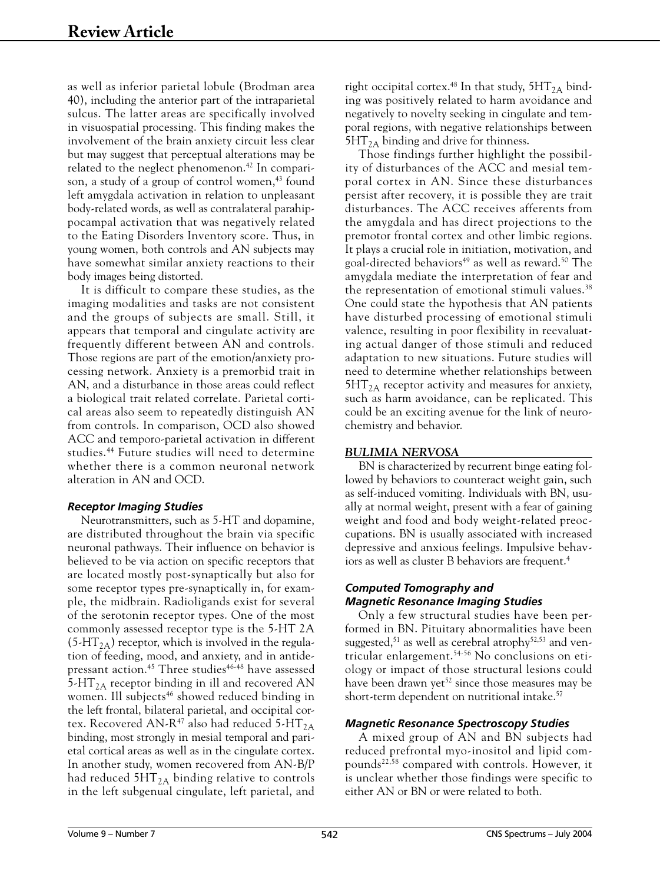as well as inferior parietal lobule (Brodman area 40), including the anterior part of the intraparietal sulcus. The latter areas are specifically involved in visuospatial processing. This finding makes the involvement of the brain anxiety circuit less clear but may suggest that perceptual alterations may be related to the neglect phenomenon.[42] In comparison, a study of a group of control women,[43] found left amygdala activation in relation to unpleasant body-related words, as well as contralateral parahippocampal activation that was negatively related to the Eating Disorders Inventory score. Thus, in young women, both controls and AN subjects may have somewhat similar anxiety reactions to their body images being distorted.

It is difficult to compare these studies, as the imaging modalities and tasks are not consistent and the groups of subjects are small. Still, it appears that temporal and cingulate activity are frequently different between AN and controls. Those regions are part of the emotion/anxiety processing network. Anxiety is a premorbid trait in AN, and a disturbance in those areas could reflect a biological trait related correlate. Parietal cortical areas also seem to repeatedly distinguish AN from controls. In comparison, OCD also showed ACC and temporo-parietal activation in different studies.[44] Future studies will need to determine whether there is a common neuronal network alteration in AN and OCD.

### *Receptor Imaging Studies*

Neurotransmitters, such as 5-HT and dopamine, are distributed throughout the brain via specific neuronal pathways. Their influence on behavior is believed to be via action on specific receptors that are located mostly post-synaptically but also for some receptor types pre-synaptically in, for example, the midbrain. Radioligands exist for several of the serotonin receptor types. One of the most commonly assessed receptor type is the 5-HT 2A (5-$HT_{2A}$) receptor, which is involved in the regulation of feeding, mood, and anxiety, and in antidepressant action.[45] Three studies[46-48] have assessed 5-$HT_{2A}$ receptor binding in ill and recovered AN women. Ill subjects[46] showed reduced binding in the left frontal, bilateral parietal, and occipital cortex. Recovered AN-R[47] also had reduced 5-$HT_{2A}$ binding, most strongly in mesial temporal and parietal cortical areas as well as in the cingulate cortex. In another study, women recovered from AN-B/P had reduced $5HT_{2A}$ binding relative to controls in the left subgenual cingulate, left parietal, and right occipital cortex.[48] In that study, $5HT_{2A}$ binding was positively related to harm avoidance and negatively to novelty seeking in cingulate and temporal regions, with negative relationships between $5HT_{2A}$ binding and drive for thinness.

Those findings further highlight the possibility of disturbances of the ACC and mesial temporal cortex in AN. Since these disturbances persist after recovery, it is possible they are trait disturbances. The ACC receives afferents from the amygdala and has direct projections to the premotor frontal cortex and other limbic regions. It plays a crucial role in initiation, motivation, and goal-directed behaviors[49] as well as reward.[50] The amygdala mediate the interpretation of fear and the representation of emotional stimuli values.[38] One could state the hypothesis that AN patients have disturbed processing of emotional stimuli valence, resulting in poor flexibility in reevaluating actual danger of those stimuli and reduced adaptation to new situations. Future studies will need to determine whether relationships between $5HT_{2A}$ receptor activity and measures for anxiety, such as harm avoidance, can be replicated. This could be an exciting avenue for the link of neurochemistry and behavior.

## *BULIMIA NERVOSA*

BN is characterized by recurrent binge eating followed by behaviors to counteract weight gain, such as self-induced vomiting. Individuals with BN, usually at normal weight, present with a fear of gaining weight and food and body weight-related preoccupations. BN is usually associated with increased depressive and anxious feelings. Impulsive behaviors as well as cluster B behaviors are frequent.[4]

### *Computed Tomography and Magnetic Resonance Imaging Studies*

Only a few structural studies have been performed in BN. Pituitary abnormalities have been suggested,[51] as well as cerebral atrophy[52,53] and ventricular enlargement.[54-56] No conclusions on etiology or impact of those structural lesions could have been drawn yet[52] since those measures may be short-term dependent on nutritional intake.[57]

### *Magnetic Resonance Spectroscopy Studies*

A mixed group of AN and BN subjects had reduced prefrontal myo-inositol and lipid compounds[22,58] compared with controls. However, it is unclear whether those findings were specific to either AN or BN or were related to both.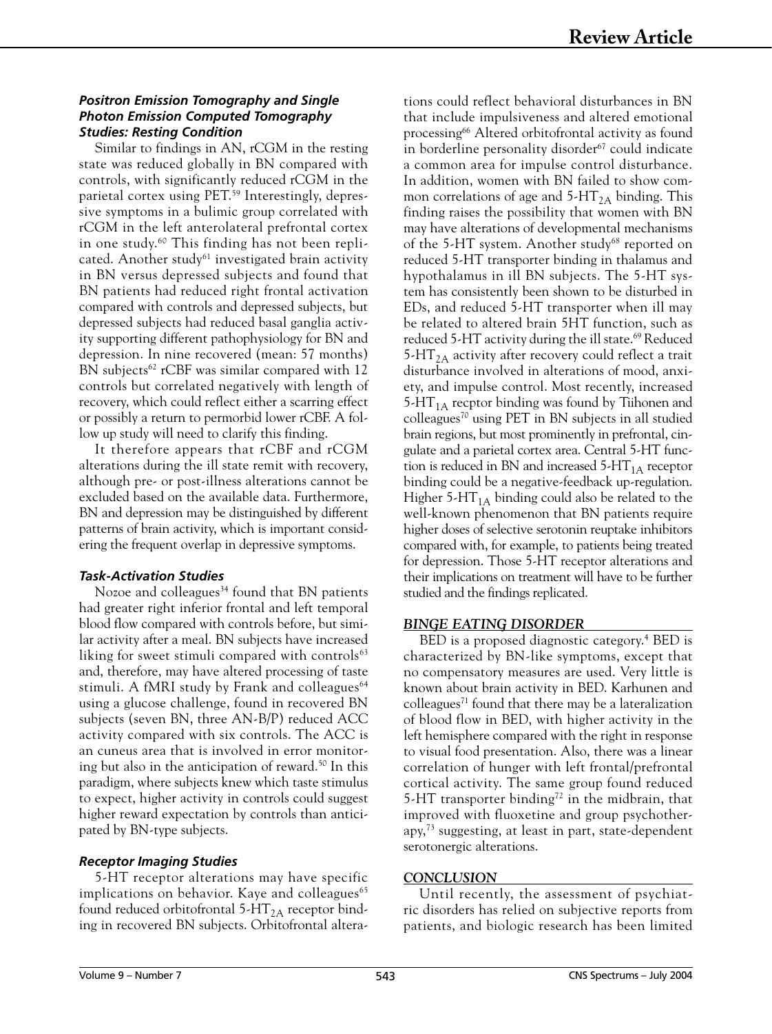### *Positron Emission Tomography and Single Photon Emission Computed Tomography Studies: Resting Condition*

Similar to findings in AN, rCGM in the resting state was reduced globally in BN compared with controls, with significantly reduced rCGM in the parietal cortex using PET.[59] Interestingly, depressive symptoms in a bulimic group correlated with rCGM in the left anterolateral prefrontal cortex in one study.[60] This finding has not been replicated. Another study[61] investigated brain activity in BN versus depressed subjects and found that BN patients had reduced right frontal activation compared with controls and depressed subjects, but depressed subjects had reduced basal ganglia activity supporting different pathophysiology for BN and depression. In nine recovered (mean: 57 months) BN subjects[62] rCBF was similar compared with 12 controls but correlated negatively with length of recovery, which could reflect either a scarring effect or possibly a return to permorbid lower rCBF. A follow up study will need to clarify this finding.

It therefore appears that rCBF and rCGM alterations during the ill state remit with recovery, although pre- or post-illness alterations cannot be excluded based on the available data. Furthermore, BN and depression may be distinguished by different patterns of brain activity, which is important considering the frequent overlap in depressive symptoms.

### *Task-Activation Studies*

Nozoe and colleagues[34] found that BN patients had greater right inferior frontal and left temporal blood flow compared with controls before, but similar activity after a meal. BN subjects have increased liking for sweet stimuli compared with controls[63] and, therefore, may have altered processing of taste stimuli. A fMRI study by Frank and colleagues[64] using a glucose challenge, found in recovered BN subjects (seven BN, three AN-B/P) reduced ACC activity compared with six controls. The ACC is an cuneus area that is involved in error monitoring but also in the anticipation of reward.[50] In this paradigm, where subjects knew which taste stimulus to expect, higher activity in controls could suggest higher reward expectation by controls than anticipated by BN-type subjects.

### *Receptor Imaging Studies*

5-HT receptor alterations may have specific implications on behavior. Kaye and colleagues[65] found reduced orbitofrontal 5-$HT_{2A}$ receptor binding in recovered BN subjects. Orbitofrontal alterations could reflect behavioral disturbances in BN that include impulsiveness and altered emotional processing[66] Altered orbitofrontal activity as found in borderline personality disorder[67] could indicate a common area for impulse control disturbance. In addition, women with BN failed to show common correlations of age and 5-$HT_{2A}$ binding. This finding raises the possibility that women with BN may have alterations of developmental mechanisms of the 5-HT system. Another study[68] reported on reduced 5-HT transporter binding in thalamus and hypothalamus in ill BN subjects. The 5-HT system has consistently been shown to be disturbed in EDs, and reduced 5-HT transporter when ill may be related to altered brain 5HT function, such as reduced 5-HT activity during the ill state.[69] Reduced 5-$HT_{2A}$ activity after recovery could reflect a trait disturbance involved in alterations of mood, anxiety, and impulse control. Most recently, increased 5-$HT_{1A}$ recptor binding was found by Tiihonen and colleagues[70] using PET in BN subjects in all studied brain regions, but most prominently in prefrontal, cingulate and a parietal cortex area. Central 5-HT function is reduced in BN and increased 5-$HT_{1A}$ receptor binding could be a negative-feedback up-regulation. Higher 5-$HT_{1A}$ binding could also be related to the well-known phenomenon that BN patients require higher doses of selective serotonin reuptake inhibitors compared with, for example, to patients being treated for depression. Those 5-HT receptor alterations and their implications on treatment will have to be further studied and the findings replicated.

## *BINGE EATING DISORDER*

BED is a proposed diagnostic category.[4] BED is characterized by BN-like symptoms, except that no compensatory measures are used. Very little is known about brain activity in BED. Karhunen and colleagues[71] found that there may be a lateralization of blood flow in BED, with higher activity in the left hemisphere compared with the right in response to visual food presentation. Also, there was a linear correlation of hunger with left frontal/prefrontal cortical activity. The same group found reduced 5-HT transporter binding[72] in the midbrain, that improved with fluoxetine and group psychotherapy,[73] suggesting, at least in part, state-dependent serotonergic alterations.

## *CONCLUSION*

Until recently, the assessment of psychiatric disorders has relied on subjective reports from patients, and biologic research has been limited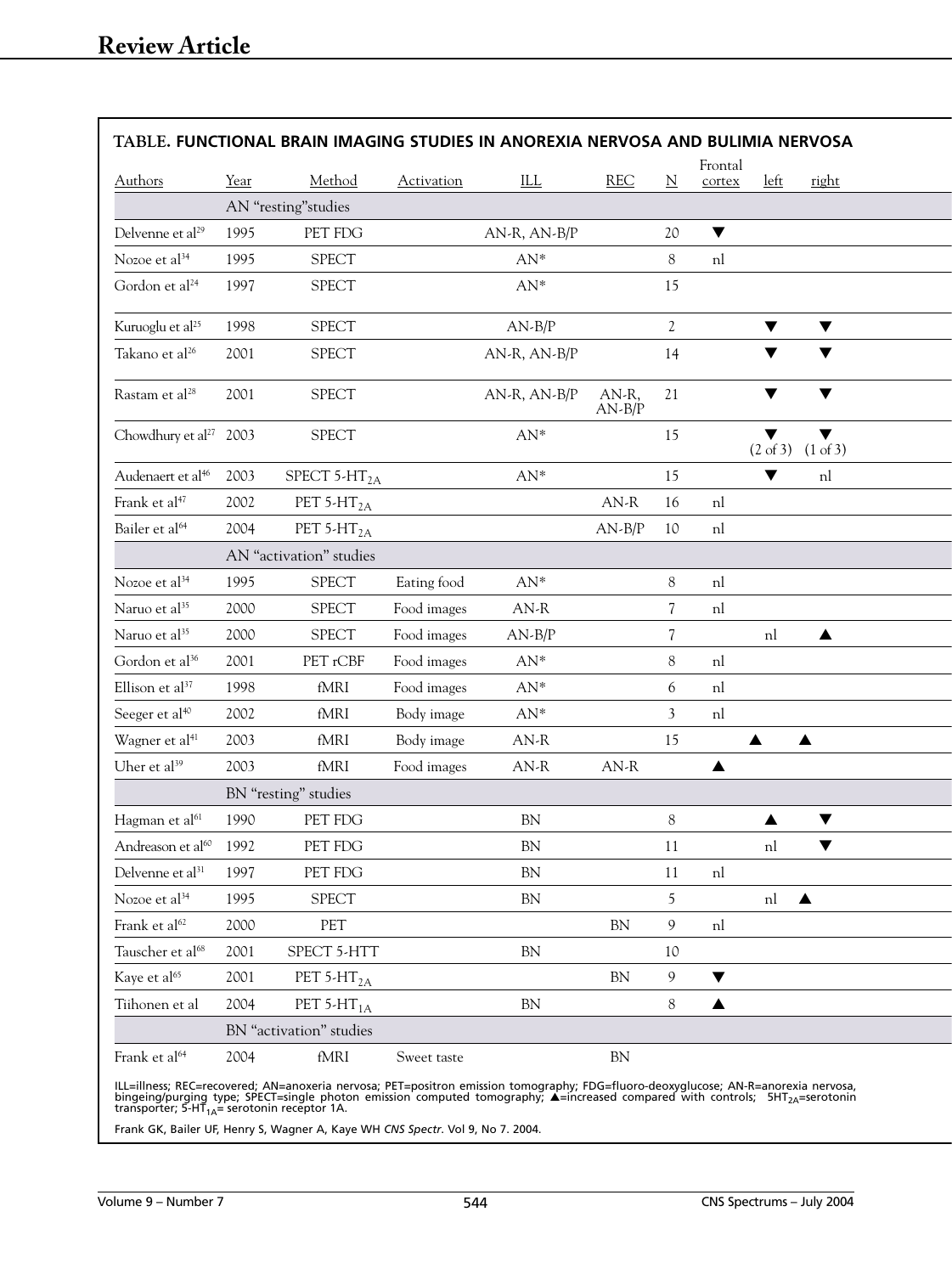**TABLE. FUNCTIONAL BRAIN IMAGING STUDIES IN ANOREXIA NERVOSA AND BULIMIA NERVOSA**

| Authors | Year | Method | Activation | ILL | REC | N | Frontal cortex | left | right |
|---|---|---|---|---|---|---|---|---|---|
| | AN "resting" studies | | | | | | | | |
| Delvenne et al[29] | 1995 | PET FDG | | AN-R, AN-B/P | | 20 | ▼ | | |
| Nozoe et al[34] | 1995 | SPECT | | AN* | | 8 | nl | | |
| Gordon et al[24] | 1997 | SPECT | | AN* | | 15 | | | |
| Kuruoglu et al[25] | 1998 | SPECT | | AN-B/P | | 2 | | ▼ | ▼ |
| Takano et al[26] | 2001 | SPECT | | AN-R, AN-B/P | | 14 | | ▼ | ▼ |
| Rastam et al[28] | 2001 | SPECT | | AN-R, AN-B/P | AN-R, AN-B/P | 21 | | ▼ | ▼ |
| Chowdhury et al[27] | 2003 | SPECT | | AN* | | 15 | | ▼ (2 of 3) | ▼ (1 of 3) |
| Audenaert et al[46] | 2003 | SPECT $5\text{-HT}_{2A}$ | | AN* | | 15 | | ▼ | nl |
| Frank et al[47] | 2002 | PET $5\text{-HT}_{2A}$ | | | AN-R | 16 | nl | | |
| Bailer et al[64] | 2004 | PET $5\text{-HT}_{2A}$ | | | AN-B/P | 10 | nl | | |
| | AN "activation" studies | | | | | | | | |
| Nozoe et al[34] | 1995 | SPECT | Eating food | AN* | | 8 | nl | | |
| Naruo et al[35] | 2000 | SPECT | Food images | AN-R | | 7 | nl | | |
| Naruo et al[35] | 2000 | SPECT | Food images | AN-B/P | | 7 | | nl | ▲ |
| Gordon et al[36] | 2001 | PET rCBF | Food images | AN* | | 8 | nl | | |
| Ellison et al[37] | 1998 | fMRI | Food images | AN* | | 6 | nl | | |
| Seeger et al[40] | 2002 | fMRI | Body image | AN* | | 3 | nl | | |
| Wagner et al[41] | 2003 | fMRI | Body image | AN-R | | 15 | | ▲ | ▲ |
| Uher et al[39] | 2003 | fMRI | Food images | AN-R | AN-R | | ▲ | | |
| | BN "resting" studies | | | | | | | | |
| Hagman et al[61] | 1990 | PET FDG | | BN | | 8 | | ▲ | ▼ |
| Andreason et al[60] | 1992 | PET FDG | | BN | | 11 | | nl | ▼ |
| Delvenne et al[31] | 1997 | PET FDG | | BN | | 11 | nl | | |
| Nozoe et al[34] | 1995 | SPECT | | BN | | 5 | | nl | ▲ |
| Frank et al[62] | 2000 | PET | | | BN | 9 | nl | | |
| Tauscher et al[68] | 2001 | SPECT 5-HTT | | BN | | 10 | | | |
| Kaye et al[65] | 2001 | PET $5\text{-HT}_{2A}$ | | | BN | 9 | ▼ | | |
| Tiihonen et al | 2004 | PET $5\text{-HT}_{1A}$ | | BN | | 8 | ▲ | | |
| | BN "activation" studies | | | | | | | | |
| Frank et al[64] | 2004 | fMRI | Sweet taste | | BN | | | | |

ILL=illness; REC=recovered; AN=anoxeria nervosa; PET=positron emission tomography; FDG=fluoro-deoxyglucose; AN-R=anorexia nervosa, bingeing/purging type; SPECT=single photon emission computed tomography; ▲=increased compared with controls; $5\text{HT}_{2A}$=serotonin transporter; $5\text{-HT}_{1A}$= serotonin receptor 1A.

Frank GK, Bailer UF, Henry S, Wagner A, Kaye WH *CNS Spectr*. Vol 9, No 7. 2004.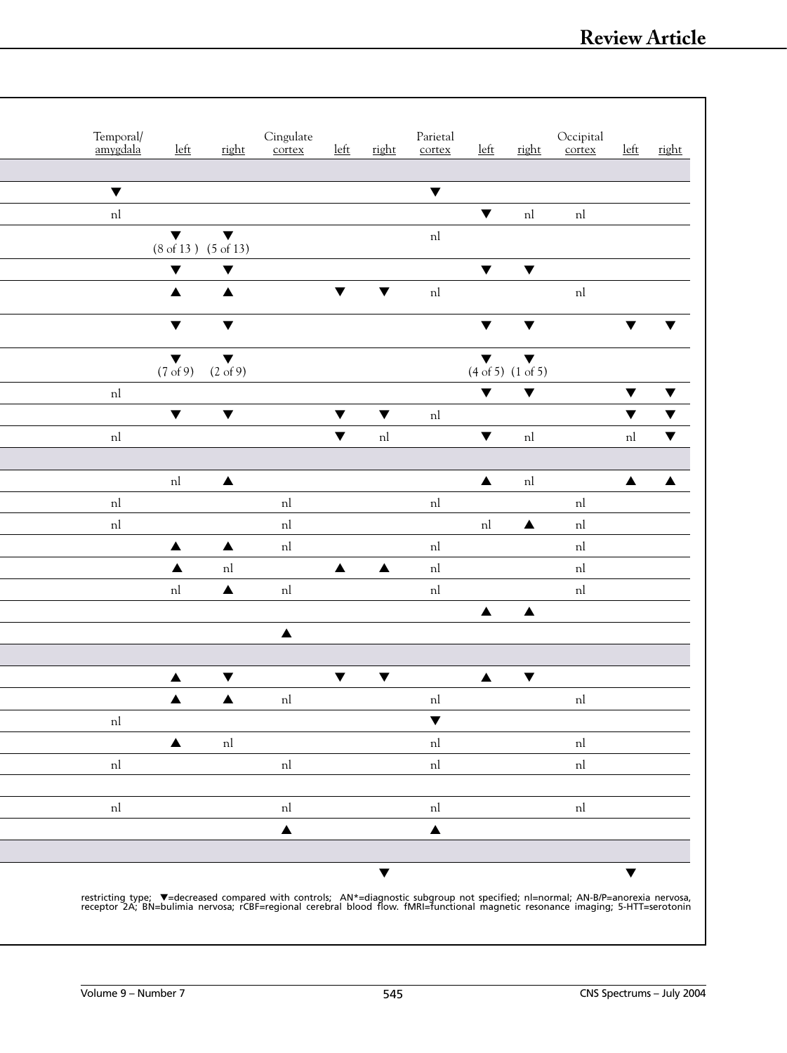| Temporal/ amygdala | left | right | Cingulate cortex | left | right | Parietal cortex | left | right | Occipital cortex | left | right |
|---|---|---|---|---|---|---|---|---|---|---|---|
| | | | | | | | | | | | |
| ▼ | | | | | | ▼ | | | | | |
| nl | | | | | | | ▼ | nl | nl | | |
| | ▼ (8 of 13) | ▼ (5 of 13) | | | | nl | | | | | |
| | ▼ | ▼ | | | | | ▼ | ▼ | | | |
| | ▲ | ▲ | | ▼ | ▼ | nl | | | nl | | |
| | ▼ | ▼ | | | | | ▼ | ▼ | | ▼ | ▼ |
| | ▼ (7 of 9) | ▼ (2 of 9) | | | | | ▼ (4 of 5) | ▼ (1 of 5) | | | |
| nl | | | | | | | ▼ | ▼ | | ▼ | ▼ |
| | ▼ | ▼ | | ▼ | ▼ | nl | | | | ▼ | ▼ |
| nl | | | | ▼ | nl | | ▼ | nl | | nl | ▼ |
| | | | | | | | | | | | |
| | nl | ▲ | | | | | ▲ | nl | | ▲ | ▲ |
| nl | | | nl | | | nl | | | nl | | |
| nl | | | nl | | | | nl | ▲ | nl | | |
| | ▲ | ▲ | nl | | | nl | | | nl | | |
| | ▲ | nl | | ▲ | ▲ | nl | | | nl | | |
| | nl | ▲ | nl | | | nl | | | nl | | |
| | | | | | | | ▲ | ▲ | | | |
| | | | ▲ | | | | | | | | |
| | | | | | | | | | | | |
| | ▲ | ▼ | | ▼ | ▼ | | ▲ | ▼ | | | |
| | ▲ | ▲ | nl | | | nl | | | nl | | |
| nl | | | | | | ▼ | | | | | |
| | ▲ | nl | | | | nl | | | nl | | |
| nl | | | nl | | | nl | | | nl | | |
| | | | | | | | | | | | |
| nl | | | nl | | | nl | | | nl | | |
| | | | ▲ | | | ▲ | | | | | |
| | | | | | | | | | | | |
| | | | | | ▼ | | | | | ▼ | |

restricting type; ▼=decreased compared with controls; AN*=diagnostic subgroup not specified; nl=normal; AN-B/P=anorexia nervosa, receptor 2A; BN=bulimia nervosa; rCBF=regional cerebral blood flow. fMRI=functional magnetic resonance imaging; 5-HTT=serotonin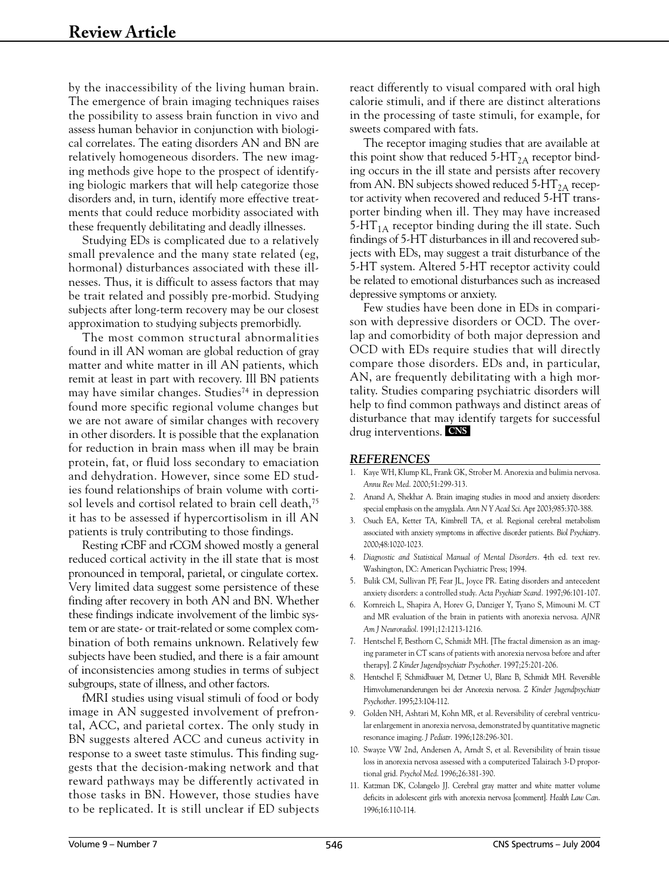by the inaccessibility of the living human brain. The emergence of brain imaging techniques raises the possibility to assess brain function in vivo and assess human behavior in conjunction with biological correlates. The eating disorders AN and BN are relatively homogeneous disorders. The new imaging methods give hope to the prospect of identifying biologic markers that will help categorize those disorders and, in turn, identify more effective treatments that could reduce morbidity associated with these frequently debilitating and deadly illnesses.

Studying EDs is complicated due to a relatively small prevalence and the many state related (eg, hormonal) disturbances associated with these illnesses. Thus, it is difficult to assess factors that may be trait related and possibly pre-morbid. Studying subjects after long-term recovery may be our closest approximation to studying subjects premorbidly.

The most common structural abnormalities found in ill AN woman are global reduction of gray matter and white matter in ill AN patients, which remit at least in part with recovery. Ill BN patients may have similar changes. Studies[74] in depression found more specific regional volume changes but we are not aware of similar changes with recovery in other disorders. It is possible that the explanation for reduction in brain mass when ill may be brain protein, fat, or fluid loss secondary to emaciation and dehydration. However, since some ED studies found relationships of brain volume with cortisol levels and cortisol related to brain cell death,[75] it has to be assessed if hypercortisolism in ill AN patients is truly contributing to those findings.

Resting rCBF and rCGM showed mostly a general reduced cortical activity in the ill state that is most pronounced in temporal, parietal, or cingulate cortex. Very limited data suggest some persistence of these finding after recovery in both AN and BN. Whether these findings indicate involvement of the limbic system or are state- or trait-related or some complex combination of both remains unknown. Relatively few subjects have been studied, and there is a fair amount of inconsistencies among studies in terms of subject subgroups, state of illness, and other factors.

fMRI studies using visual stimuli of food or body image in AN suggested involvement of prefrontal, ACC, and parietal cortex. The only study in BN suggests altered ACC and cuneus activity in response to a sweet taste stimulus. This finding suggests that the decision-making network and that reward pathways may be differently activated in those tasks in BN. However, those studies have to be replicated. It is still unclear if ED subjects react differently to visual compared with oral high calorie stimuli, and if there are distinct alterations in the processing of taste stimuli, for example, for sweets compared with fats.

The receptor imaging studies that are available at this point show that reduced 5-$HT_{2A}$ receptor binding occurs in the ill state and persists after recovery from AN. BN subjects showed reduced 5-$HT_{2A}$ receptor activity when recovered and reduced 5-HT transporter binding when ill. They may have increased 5-$HT_{1A}$ receptor binding during the ill state. Such findings of 5-HT disturbances in ill and recovered subjects with EDs, may suggest a trait disturbance of the 5-HT system. Altered 5-HT receptor activity could be related to emotional disturbances such as increased depressive symptoms or anxiety.

Few studies have been done in EDs in comparison with depressive disorders or OCD. The overlap and comorbidity of both major depression and OCD with EDs require studies that will directly compare those disorders. EDs and, in particular, AN, are frequently debilitating with a high mortality. Studies comparing psychiatric disorders will help to find common pathways and distinct areas of disturbance that may identify targets for successful drug interventions. **CNS**

## REFERENCES

1. Kaye WH, Klump KL, Frank GK, Strober M. Anorexia and bulimia nervosa. *Annu Rev Med*. 2000;51:299-313.
2. Anand A, Shekhar A. Brain imaging studies in mood and anxiety disorders: special emphasis on the amygdala. *Ann N Y Acad Sci*. Apr 2003;985:370-388.
3. Osuch EA, Ketter TA, Kimbrell TA, et al. Regional cerebral metabolism associated with anxiety symptoms in affective disorder patients. *Biol Psychiatry*. 2000;48:1020-1023.
4. *Diagnostic and Statistical Manual of Mental Disorders*. 4th ed. text rev. Washington, DC: American Psychiatric Press; 1994.
5. Bulik CM, Sullivan PF, Fear JL, Joyce PR. Eating disorders and antecedent anxiety disorders: a controlled study. *Acta Psychiatr Scand*. 1997;96:101-107.
6. Kornreich L, Shapira A, Horev G, Danziger Y, Tyano S, Mimouni M. CT and MR evaluation of the brain in patients with anorexia nervosa. *AJNR Am J Neuroradiol*. 1991;12:1213-1216.
7. Hentschel F, Besthorn C, Schmidt MH. [The fractal dimension as an imaging parameter in CT scans of patients with anorexia nervosa before and after therapy]. *Z Kinder Jugendpsychiatr Psychother*. 1997;25:201-206.
8. Hentschel F, Schmidbauer M, Detzner U, Blanz B, Schmidt MH. Reversible Hirnvolumenanderungen bei der Anorexia nervosa. *Z Kinder Jugendpsychiatr Psychother*. 1995;23:104-112.
9. Golden NH, Ashtari M, Kohn MR, et al. Reversibility of cerebral ventricular enlargement in anorexia nervosa, demonstrated by quantitative magnetic resonance imaging. *J Pediatr*. 1996;128:296-301.
10. Swayze VW 2nd, Andersen A, Arndt S, et al. Reversibility of brain tissue loss in anorexia nervosa assessed with a computerized Talairach 3-D proportional grid. *Psychol Med*. 1996;26:381-390.
11. Katzman DK, Colangelo JJ. Cerebral gray matter and white matter volume deficits in adolescent girls with anorexia nervosa [comment]. *Health Law Can*. 1996;16:110-114.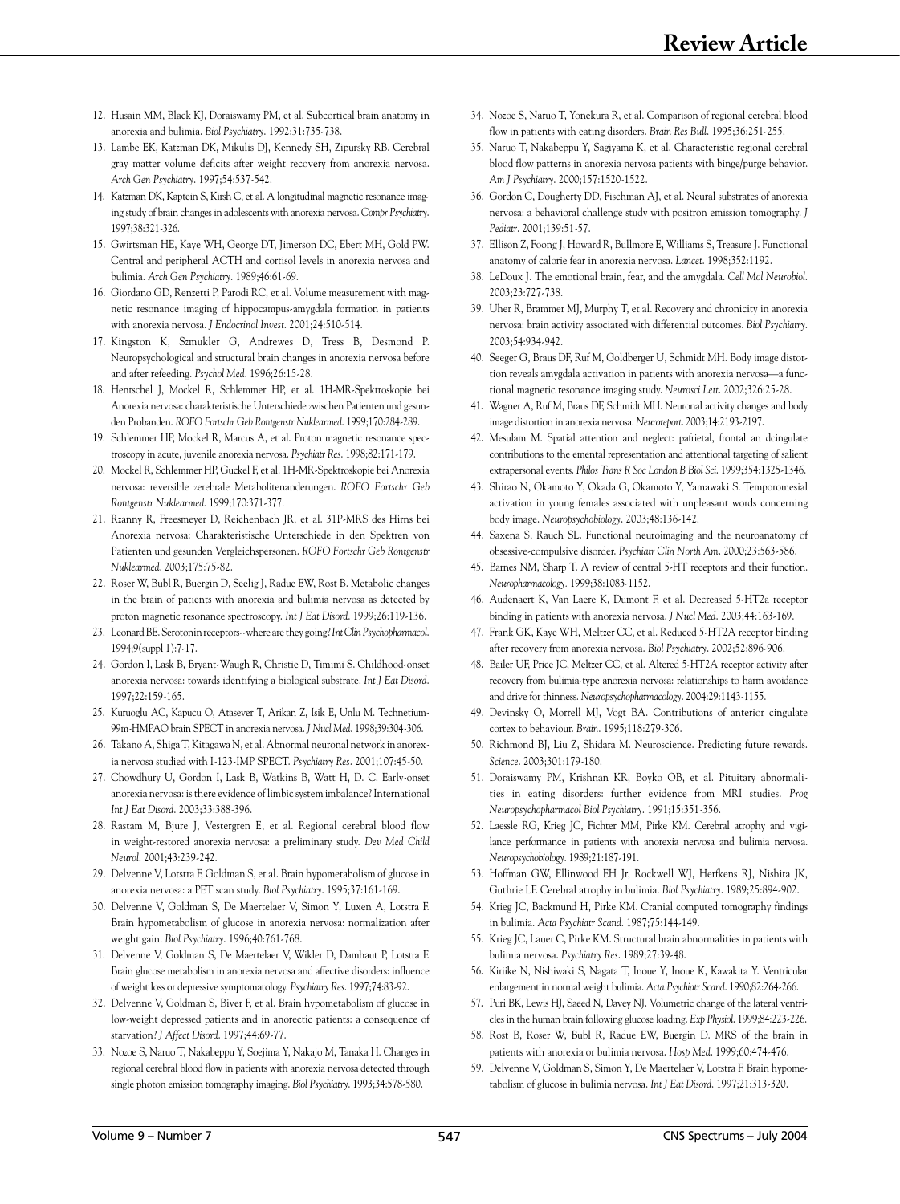12. Husain MM, Black KJ, Doraiswamy PM, et al. Subcortical brain anatomy in anorexia and bulimia. *Biol Psychiatry*. 1992;31:735-738.
13. Lambe EK, Katzman DK, Mikulis DJ, Kennedy SH, Zipursky RB. Cerebral gray matter volume deficits after weight recovery from anorexia nervosa. *Arch Gen Psychiatry*. 1997;54:537-542.
14. Katzman DK, Kaptein S, Kirsh C, et al. A longitudinal magnetic resonance imaging study of brain changes in adolescents with anorexia nervosa. *Compr Psychiatry*. 1997;38:321-326.
15. Gwirtsman HE, Kaye WH, George DT, Jimerson DC, Ebert MH, Gold PW. Central and peripheral ACTH and cortisol levels in anorexia nervosa and bulimia. *Arch Gen Psychiatry*. 1989;46:61-69.
16. Giordano GD, Renzetti P, Parodi RC, et al. Volume measurement with magnetic resonance imaging of hippocampus-amygdala formation in patients with anorexia nervosa. *J Endocrinol Invest*. 2001;24:510-514.
17. Kingston K, Szmukler G, Andrewes D, Tress B, Desmond P. Neuropsychological and structural brain changes in anorexia nervosa before and after refeeding. *Psychol Med*. 1996;26:15-28.
18. Hentschel J, Mockel R, Schlemmer HP, et al. 1H-MR-Spektroskopie bei Anorexia nervosa: charakteristische Unterschiede zwischen Patienten und gesunden Probanden. *ROFO Fortschr Geb Rontgenstr Nuklearmed*. 1999;170:284-289.
19. Schlemmer HP, Mockel R, Marcus A, et al. Proton magnetic resonance spectroscopy in acute, juvenile anorexia nervosa. *Psychiatr Res*. 1998;82:171-179.
20. Mockel R, Schlemmer HP, Guckel F, et al. 1H-MR-Spektroskopie bei Anorexia nervosa: reversible zerebrale Metabolitenanderungen. *ROFO Fortschr Geb Rontgenstr Nuklearmed*. 1999;170:371-377.
21. Rzanny R, Freesmeyer D, Reichenbach JR, et al. 31P-MRS des Hirns bei Anorexia nervosa: Charakteristische Unterschiede in den Spektren von Patienten und gesunden Vergleichspersonen. *ROFO Fortschr Geb Rontgenstr Nuklearmed*. 2003;175:75-82.
22. Roser W, Bubl R, Buergin D, Seelig J, Radue EW, Rost B. Metabolic changes in the brain of patients with anorexia and bulimia nervosa as detected by proton magnetic resonance spectroscopy. *Int J Eat Disord*. 1999;26:119-136.
23. Leonard BE. Serotonin receptors--where are they going? *Int Clin Psychopharmacol*. 1994;9(suppl 1):7-17.
24. Gordon I, Lask B, Bryant-Waugh R, Christie D, Timimi S. Childhood-onset anorexia nervosa: towards identifying a biological substrate. *Int J Eat Disord*. 1997;22:159-165.
25. Kuruoglu AC, Kapucu O, Atasever T, Arikan Z, Isik E, Unlu M. Technetium-99m-HMPAO brain SPECT in anorexia nervosa. *J Nucl Med*. 1998;39:304-306.
26. Takano A, Shiga T, Kitagawa N, et al. Abnormal neuronal network in anorexia nervosa studied with I-123-IMP SPECT. *Psychiatry Res*. 2001;107:45-50.
27. Chowdhury U, Gordon I, Lask B, Watkins B, Watt H, D. C. Early-onset anorexia nervosa: is there evidence of limbic system imbalance? International *Int J Eat Disord*. 2003;33:388-396.
28. Rastam M, Bjure J, Vestergren E, et al. Regional cerebral blood flow in weight-restored anorexia nervosa: a preliminary study. *Dev Med Child Neurol*. 2001;43:239-242.
29. Delvenne V, Lotstra F, Goldman S, et al. Brain hypometabolism of glucose in anorexia nervosa: a PET scan study. *Biol Psychiatry*. 1995;37:161-169.
30. Delvenne V, Goldman S, De Maertelaer V, Simon Y, Luxen A, Lotstra F. Brain hypometabolism of glucose in anorexia nervosa: normalization after weight gain. *Biol Psychiatry*. 1996;40:761-768.
31. Delvenne V, Goldman S, De Maertelaer V, Wikler D, Damhaut P, Lotstra F. Brain glucose metabolism in anorexia nervosa and affective disorders: influence of weight loss or depressive symptomatology. *Psychiatry Res*. 1997;74:83-92.
32. Delvenne V, Goldman S, Biver F, et al. Brain hypometabolism of glucose in low-weight depressed patients and in anorectic patients: a consequence of starvation? *J Affect Disord*. 1997;44:69-77.
33. Nozoe S, Naruo T, Nakabeppu Y, Soejima Y, Nakajo M, Tanaka H. Changes in regional cerebral blood flow in patients with anorexia nervosa detected through single photon emission tomography imaging. *Biol Psychiatry*. 1993;34:578-580.
34. Nozoe S, Naruo T, Yonekura R, et al. Comparison of regional cerebral blood flow in patients with eating disorders. *Brain Res Bull*. 1995;36:251-255.
35. Naruo T, Nakabeppu Y, Sagiyama K, et al. Characteristic regional cerebral blood flow patterns in anorexia nervosa patients with binge/purge behavior. *Am J Psychiatry*. 2000;157:1520-1522.
36. Gordon C, Dougherty DD, Fischman AJ, et al. Neural substrates of anorexia nervosa: a behavioral challenge study with positron emission tomography. *J Pediatr*. 2001;139:51-57.
37. Ellison Z, Foong J, Howard R, Bullmore E, Williams S, Treasure J. Functional anatomy of calorie fear in anorexia nervosa. *Lancet*. 1998;352:1192.
38. LeDoux J. The emotional brain, fear, and the amygdala. *Cell Mol Neurobiol*. 2003;23:727-738.
39. Uher R, Brammer MJ, Murphy T, et al. Recovery and chronicity in anorexia nervosa: brain activity associated with differential outcomes. *Biol Psychiatry*. 2003;54:934-942.
40. Seeger G, Braus DF, Ruf M, Goldberger U, Schmidt MH. Body image distortion reveals amygdala activation in patients with anorexia nervosa—a functional magnetic resonance imaging study. *Neurosci Lett*. 2002;326:25-28.
41. Wagner A, Ruf M, Braus DF, Schmidt MH. Neuronal activity changes and body image distortion in anorexia nervosa. *Neuroreport*. 2003;14:2193-2197.
42. Mesulam M. Spatial attention and neglect: pafrietal, frontal an dcingulate contributions to the emental representation and attentional targeting of salient extrapersonal events. *Philos Trans R Soc London B Biol Sci*. 1999;354:1325-1346.
43. Shirao N, Okamoto Y, Okada G, Okamoto Y, Yamawaki S. Temporomesial activation in young females associated with unpleasant words concerning body image. *Neuropsychobiology*. 2003;48:136-142.
44. Saxena S, Rauch SL. Functional neuroimaging and the neuroanatomy of obsessive-compulsive disorder. *Psychiatr Clin North Am*. 2000;23:563-586.
45. Barnes NM, Sharp T. A review of central 5-HT receptors and their function. *Neuropharmacology*. 1999;38:1083-1152.
46. Audenaert K, Van Laere K, Dumont F, et al. Decreased 5-HT2a receptor binding in patients with anorexia nervosa. *J Nucl Med*. 2003;44:163-169.
47. Frank GK, Kaye WH, Meltzer CC, et al. Reduced 5-HT2A receptor binding after recovery from anorexia nervosa. *Biol Psychiatry*. 2002;52:896-906.
48. Bailer UF, Price JC, Meltzer CC, et al. Altered 5-HT2A receptor activity after recovery from bulimia-type anorexia nervosa: relationships to harm avoidance and drive for thinness. *Neuropsychopharmacology*. 2004:29:1143-1155.
49. Devinsky O, Morrell MJ, Vogt BA. Contributions of anterior cingulate cortex to behaviour. *Brain*. 1995;118:279-306.
50. Richmond BJ, Liu Z, Shidara M. Neuroscience. Predicting future rewards. *Science*. 2003;301:179-180.
51. Doraiswamy PM, Krishnan KR, Boyko OB, et al. Pituitary abnormalities in eating disorders: further evidence from MRI studies. *Prog Neuropsychopharmacol Biol Psychiatry*. 1991;15:351-356.
52. Laessle RG, Krieg JC, Fichter MM, Pirke KM. Cerebral atrophy and vigilance performance in patients with anorexia nervosa and bulimia nervosa. *Neuropsychobiology*. 1989;21:187-191.
53. Hoffman GW, Ellinwood EH Jr, Rockwell WJ, Herfkens RJ, Nishita JK, Guthrie LF. Cerebral atrophy in bulimia. *Biol Psychiatry*. 1989;25:894-902.
54. Krieg JC, Backmund H, Pirke KM. Cranial computed tomography findings in bulimia. *Acta Psychiatr Scand*. 1987;75:144-149.
55. Krieg JC, Lauer C, Pirke KM. Structural brain abnormalities in patients with bulimia nervosa. *Psychiatry Res*. 1989;27:39-48.
56. Kiriike N, Nishiwaki S, Nagata T, Inoue Y, Inoue K, Kawakita Y. Ventricular enlargement in normal weight bulimia. *Acta Psychiatr Scand*. 1990;82:264-266.
57. Puri BK, Lewis HJ, Saeed N, Davey NJ. Volumetric change of the lateral ventricles in the human brain following glucose loading. *Exp Physiol*. 1999;84:223-226.
58. Rost B, Roser W, Bubl R, Radue EW, Buergin D. MRS of the brain in patients with anorexia or bulimia nervosa. *Hosp Med*. 1999;60:474-476.
59. Delvenne V, Goldman S, Simon Y, De Maertelaer V, Lotstra F. Brain hypometabolism of glucose in bulimia nervosa. *Int J Eat Disord*. 1997;21:313-320.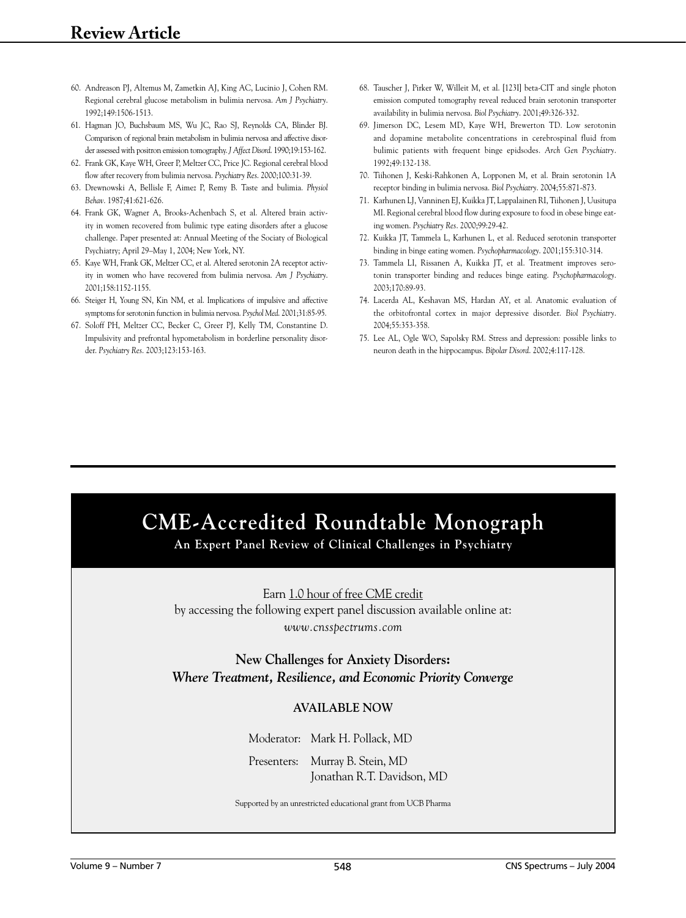60. Andreason PJ, Altemus M, Zametkin AJ, King AC, Lucinio J, Cohen RM. Regional cerebral glucose metabolism in bulimia nervosa. *Am J Psychiatry*. 1992;149:1506-1513.
61. Hagman JO, Buchsbaum MS, Wu JC, Rao SJ, Reynolds CA, Blinder BJ. Comparison of regional brain metabolism in bulimia nervosa and affective disorder assessed with positron emission tomography. *J Affect Disord*. 1990;19:153-162.
62. Frank GK, Kaye WH, Greer P, Meltzer CC, Price JC. Regional cerebral blood flow after recovery from bulimia nervosa. *Psychiatry Res*. 2000;100:31-39.
63. Drewnowski A, Bellisle F, Aimez P, Remy B. Taste and bulimia. *Physiol Behav*. 1987;41:621-626.
64. Frank GK, Wagner A, Brooks-Achenbach S, et al. Altered brain activity in women recovered from bulimic type eating disorders after a glucose challenge. Paper presented at: Annual Meeting of the Sociaty of Biological Psychiatry; April 29–May 1, 2004; New York, NY.
65. Kaye WH, Frank GK, Meltzer CC, et al. Altered serotonin 2A receptor activity in women who have recovered from bulimia nervosa. *Am J Psychiatry*. 2001;158:1152-1155.
66. Steiger H, Young SN, Kin NM, et al. Implications of impulsive and affective symptoms for serotonin function in bulimia nervosa. *Psychol Med*. 2001;31:85-95.
67. Soloff PH, Meltzer CC, Becker C, Greer PJ, Kelly TM, Constantine D. Impulsivity and prefrontal hypometabolism in borderline personality disorder. *Psychiatry Res*. 2003;123:153-163.
68. Tauscher J, Pirker W, Willeit M, et al. [123I] beta-CIT and single photon emission computed tomography reveal reduced brain serotonin transporter availability in bulimia nervosa. *Biol Psychiatry*. 2001;49:326-332.
69. Jimerson DC, Lesem MD, Kaye WH, Brewerton TD. Low serotonin and dopamine metabolite concentrations in cerebrospinal fluid from bulimic patients with frequent binge epidsodes. *Arch Gen Psychiatry*. 1992;49:132-138.
70. Tiihonen J, Keski-Rahkonen A, Lopponen M, et al. Brain serotonin 1A receptor binding in bulimia nervosa. *Biol Psychiatry*. 2004;55:871-873.
71. Karhunen LJ, Vanninen EJ, Kuikka JT, Lappalainen RI, Tiihonen J, Uusitupa MI. Regional cerebral blood flow during exposure to food in obese binge eating women. *Psychiatry Res*. 2000;99:29-42.
72. Kuikka JT, Tammela L, Karhunen L, et al. Reduced serotonin transporter binding in binge eating women. *Psychopharmacology*. 2001;155:310-314.
73. Tammela LI, Rissanen A, Kuikka JT, et al. Treatment improves serotonin transporter binding and reduces binge eating. *Psychopharmacology*. 2003;170:89-93.
74. Lacerda AL, Keshavan MS, Hardan AY, et al. Anatomic evaluation of the orbitofrontal cortex in major depressive disorder. *Biol Psychiatry*. 2004;55:353-358.
75. Lee AL, Ogle WO, Sapolsky RM. Stress and depression: possible links to neuron death in the hippocampus. *Bipolar Disord*. 2002;4:117-128.

# CME-Accredited Roundtable Monograph

**An Expert Panel Review of Clinical Challenges in Psychiatry**

Earn 1.0 hour of free CME credit
by accessing the following expert panel discussion available online at:
*www.cnsspectrums.com*

**New Challenges for Anxiety Disorders:**
***Where Treatment, Resilience, and Economic Priority Converge***

**AVAILABLE NOW**

Moderator: Mark H. Pollack, MD

Presenters: Murray B. Stein, MD
Jonathan R.T. Davidson, MD

Supported by an unrestricted educational grant from UCB Pharma